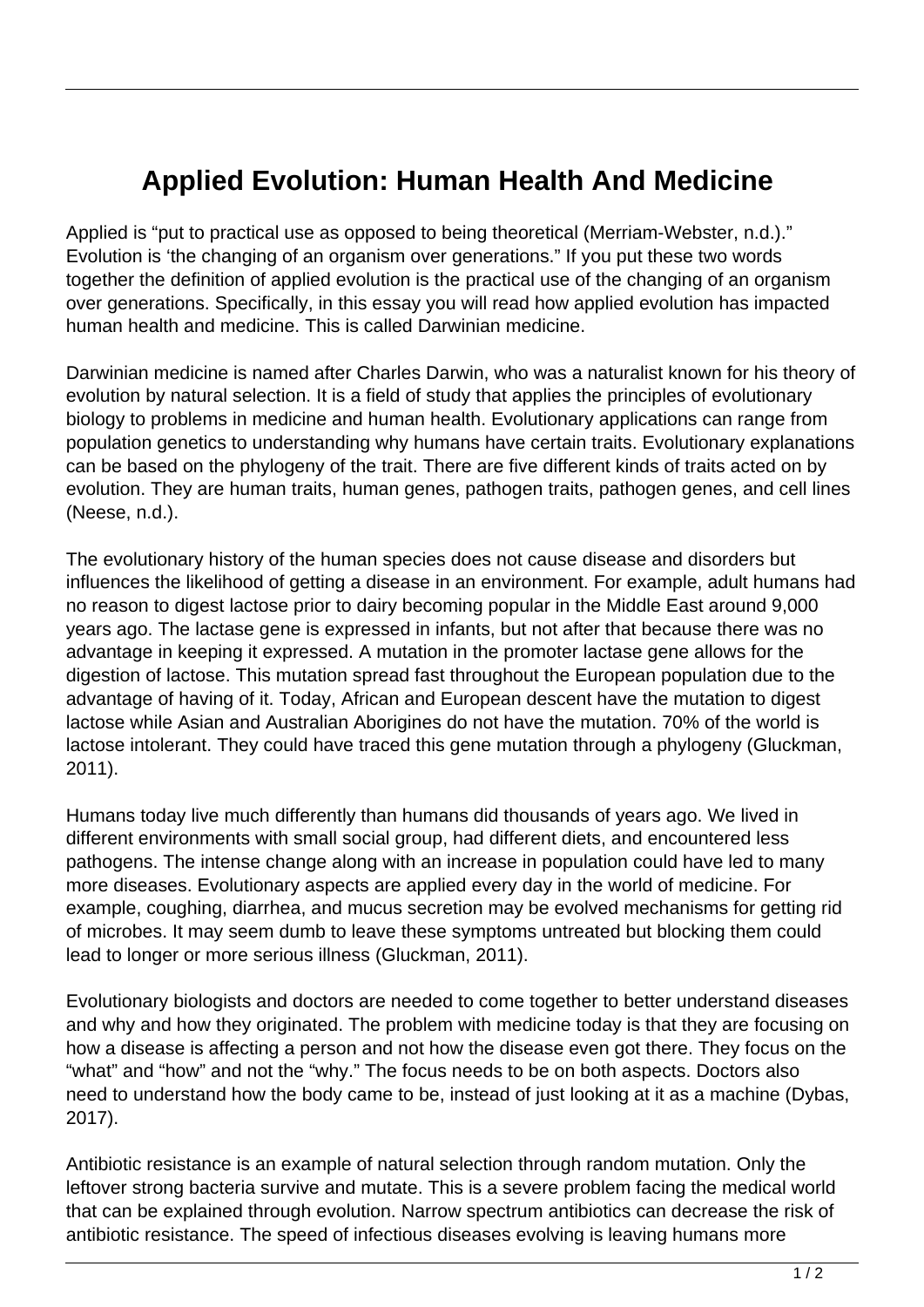# Applied Evolution: Human Health And Medicine

Applied is "put to practical use as opposed to being theoretical (Merriam-Webster, n.d.)." Evolution is 'the changing of an organism over generations." If you put these two words together the definition of applied evolution is the practical use of the changing of an organism over generations. Specifically, in this essay you will read how applied evolution has impacted human health and medicine. This is called Darwinian medicine.

Darwinian medicine is named after Charles Darwin, who was a naturalist known for his theory of evolution by natural selection. It is a field of study that applies the principles of evolutionary biology to problems in medicine and human health. Evolutionary applications can range from population genetics to understanding why humans have certain traits. Evolutionary explanations can be based on the phylogeny of the trait. There are five different kinds of traits acted on by evolution. They are human traits, human genes, pathogen traits, pathogen genes, and cell lines (Neese, n.d.).

The evolutionary history of the human species does not cause disease and disorders but influences the likelihood of getting a disease in an environment. For example, adult humans had no reason to digest lactose prior to dairy becoming popular in the Middle East around 9,000 years ago. The lactase gene is expressed in infants, but not after that because there was no advantage in keeping it expressed. A mutation in the promoter lactase gene allows for the digestion of lactose. This mutation spread fast throughout the European population due to the advantage of having of it. Today, African and European descent have the mutation to digest lactose while Asian and Australian Aborigines do not have the mutation. 70% of the world is lactose intolerant. They could have traced this gene mutation through a phylogeny (Gluckman, 2011).

Humans today live much differently than humans did thousands of years ago. We lived in different environments with small social group, had different diets, and encountered less pathogens. The intense change along with an increase in population could have led to many more diseases. Evolutionary aspects are applied every day in the world of medicine. For example, coughing, diarrhea, and mucus secretion may be evolved mechanisms for getting rid of microbes. It may seem dumb to leave these symptoms untreated but blocking them could lead to longer or more serious illness (Gluckman, 2011).

Evolutionary biologists and doctors are needed to come together to better understand diseases and why and how they originated. The problem with medicine today is that they are focusing on how a disease is affecting a person and not how the disease even got there. They focus on the "what" and "how" and not the "why." The focus needs to be on both aspects. Doctors also need to understand how the body came to be, instead of just looking at it as a machine (Dybas, 2017).

Antibiotic resistance is an example of natural selection through random mutation. Only the leftover strong bacteria survive and mutate. This is a severe problem facing the medical world that can be explained through evolution. Narrow spectrum antibiotics can decrease the risk of antibiotic resistance. The speed of infectious diseases evolving is leaving humans more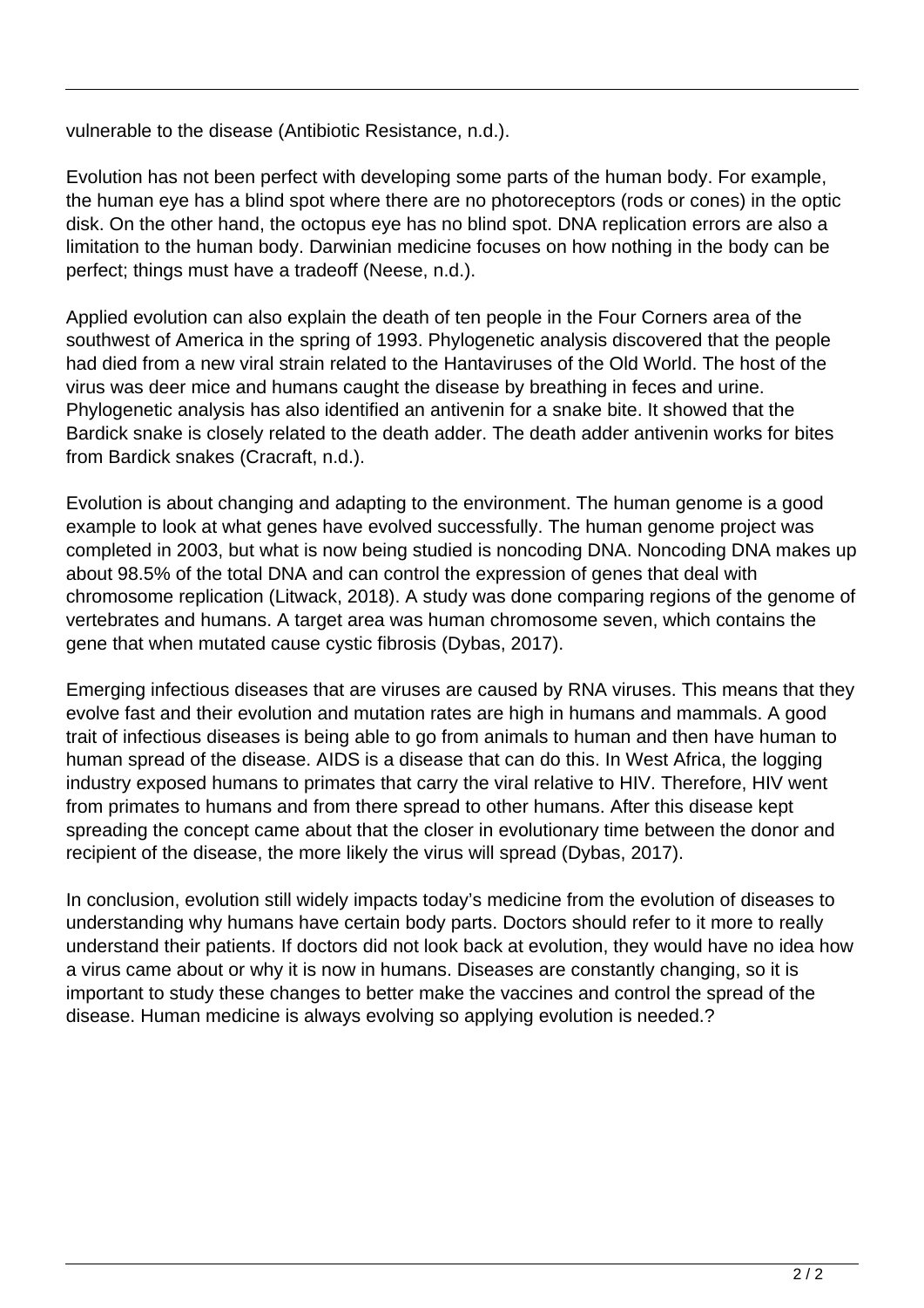vulnerable to the disease (Antibiotic Resistance, n.d.).

Evolution has not been perfect with developing some parts of the human body. For example, the human eye has a blind spot where there are no photoreceptors (rods or cones) in the optic disk. On the other hand, the octopus eye has no blind spot. DNA replication errors are also a limitation to the human body. Darwinian medicine focuses on how nothing in the body can be perfect; things must have a tradeoff (Neese, n.d.).

Applied evolution can also explain the death of ten people in the Four Corners area of the southwest of America in the spring of 1993. Phylogenetic analysis discovered that the people had died from a new viral strain related to the Hantaviruses of the Old World. The host of the virus was deer mice and humans caught the disease by breathing in feces and urine. Phylogenetic analysis has also identified an antivenin for a snake bite. It showed that the Bardick snake is closely related to the death adder. The death adder antivenin works for bites from Bardick snakes (Cracraft, n.d.).

Evolution is about changing and adapting to the environment. The human genome is a good example to look at what genes have evolved successfully. The human genome project was completed in 2003, but what is now being studied is noncoding DNA. Noncoding DNA makes up about 98.5% of the total DNA and can control the expression of genes that deal with chromosome replication (Litwack, 2018). A study was done comparing regions of the genome of vertebrates and humans. A target area was human chromosome seven, which contains the gene that when mutated cause cystic fibrosis (Dybas, 2017).

Emerging infectious diseases that are viruses are caused by RNA viruses. This means that they evolve fast and their evolution and mutation rates are high in humans and mammals. A good trait of infectious diseases is being able to go from animals to human and then have human to human spread of the disease. AIDS is a disease that can do this. In West Africa, the logging industry exposed humans to primates that carry the viral relative to HIV. Therefore, HIV went from primates to humans and from there spread to other humans. After this disease kept spreading the concept came about that the closer in evolutionary time between the donor and recipient of the disease, the more likely the virus will spread (Dybas, 2017).

In conclusion, evolution still widely impacts today's medicine from the evolution of diseases to understanding why humans have certain body parts. Doctors should refer to it more to really understand their patients. If doctors did not look back at evolution, they would have no idea how a virus came about or why it is now in humans. Diseases are constantly changing, so it is important to study these changes to better make the vaccines and control the spread of the disease. Human medicine is always evolving so applying evolution is needed.?